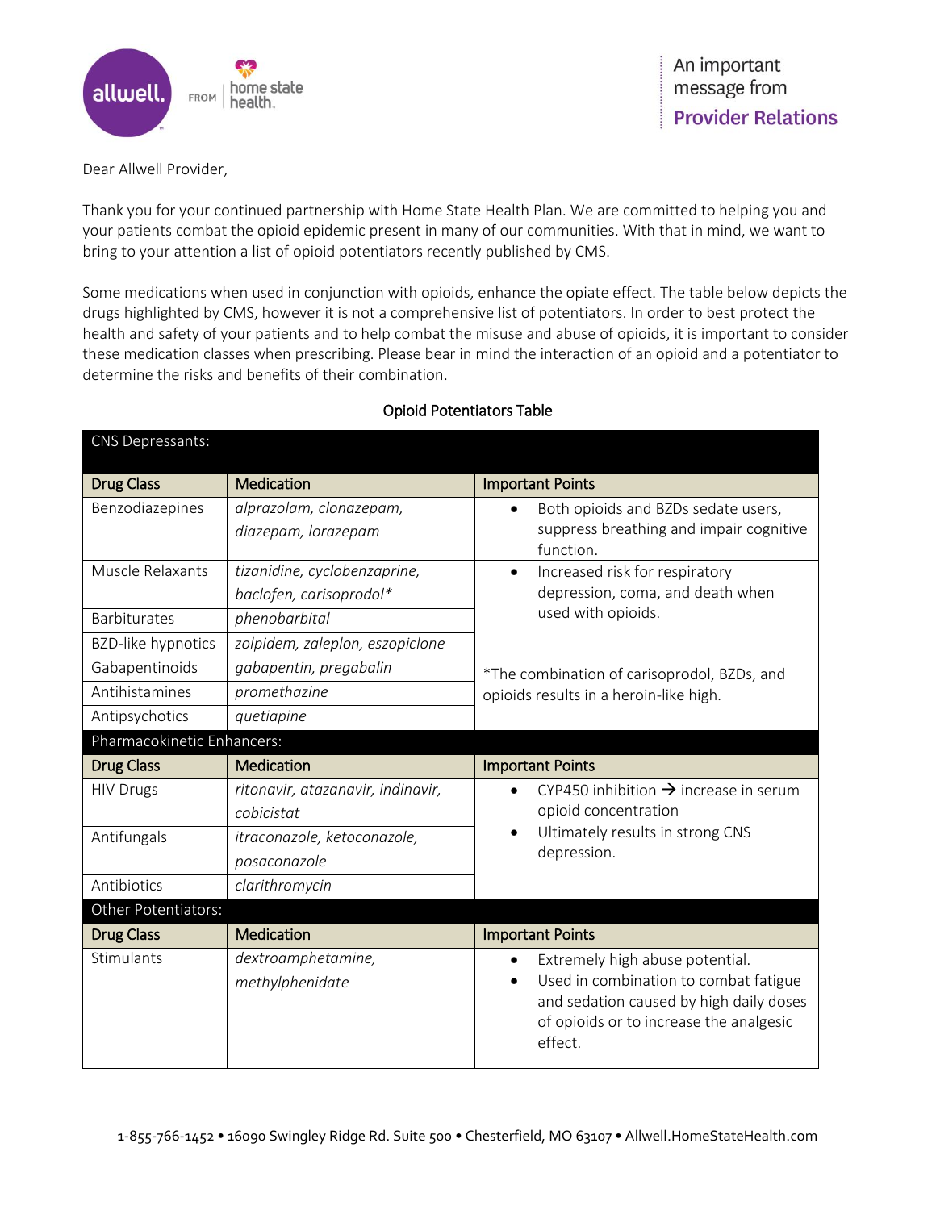allwell. FROM home state health

An important message from **Provider Relations**

Dear Allwell Provider,

Thank you for your continued partnership with Home State Health Plan. We are committed to helping you and your patients combat the opioid epidemic present in many of our communities. With that in mind, we want to bring to your attention a list of opioid potentiators recently published by CMS.

Some medications when used in conjunction with opioids, enhance the opiate effect. The table below depicts the drugs highlighted by CMS, however it is not a comprehensive list of potentiators. In order to best protect the health and safety of your patients and to help combat the misuse and abuse of opioids, it is important to consider these medication classes when prescribing. Please bear in mind the interaction of an opioid and a potentiator to determine the risks and benefits of their combination.

**Opioid Potentiators Table**

| CNS Depressants: | | |
|---|---|---|
| **Drug Class** | **Medication** | **Important Points** |
| Benzodiazepines | *alprazolam, clonazepam, diazepam, lorazepam* | • Both opioids and BZDs sedate users, suppress breathing and impair cognitive function. |
| Muscle Relaxants | *tizanidine, cyclobenzaprine, baclofen, carisoprodol** | • Increased risk for respiratory depression, coma, and death when used with opioids.<br><br>*The combination of carisoprodol, BZDs, and opioids results in a heroin-like high. |
| Barbiturates | *phenobarbital* | |
| BZD-like hypnotics | *zolpidem, zaleplon, eszopiclone* | |
| Gabapentinoids | *gabapentin, pregabalin* | |
| Antihistamines | *promethazine* | |
| Antipsychotics | *quetiapine* | |
| **Pharmacokinetic Enhancers:** | | |
| **Drug Class** | **Medication** | **Important Points** |
| HIV Drugs | *ritonavir, atazanavir, indinavir, cobicistat* | • CYP450 inhibition → increase in serum opioid concentration<br>• Ultimately results in strong CNS depression. |
| Antifungals | *itraconazole, ketoconazole, posaconazole* | |
| Antibiotics | *clarithromycin* | |
| **Other Potentiators:** | | |
| **Drug Class** | **Medication** | **Important Points** |
| Stimulants | *dextroamphetamine, methylphenidate* | • Extremely high abuse potential.<br>• Used in combination to combat fatigue and sedation caused by high daily doses of opioids or to increase the analgesic effect. |

1-855-766-1452 • 16090 Swingley Ridge Rd. Suite 500 • Chesterfield, MO 63107 • Allwell.HomeStateHealth.com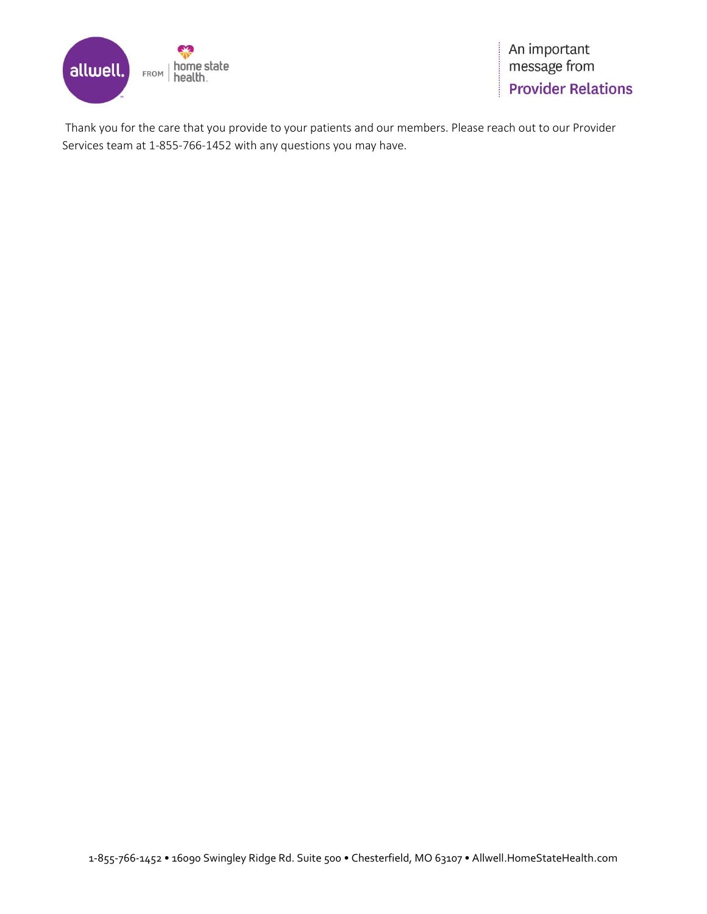Thank you for the care that you provide to your patients and our members. Please reach out to our Provider Services team at 1-855-766-1452 with any questions you may have.